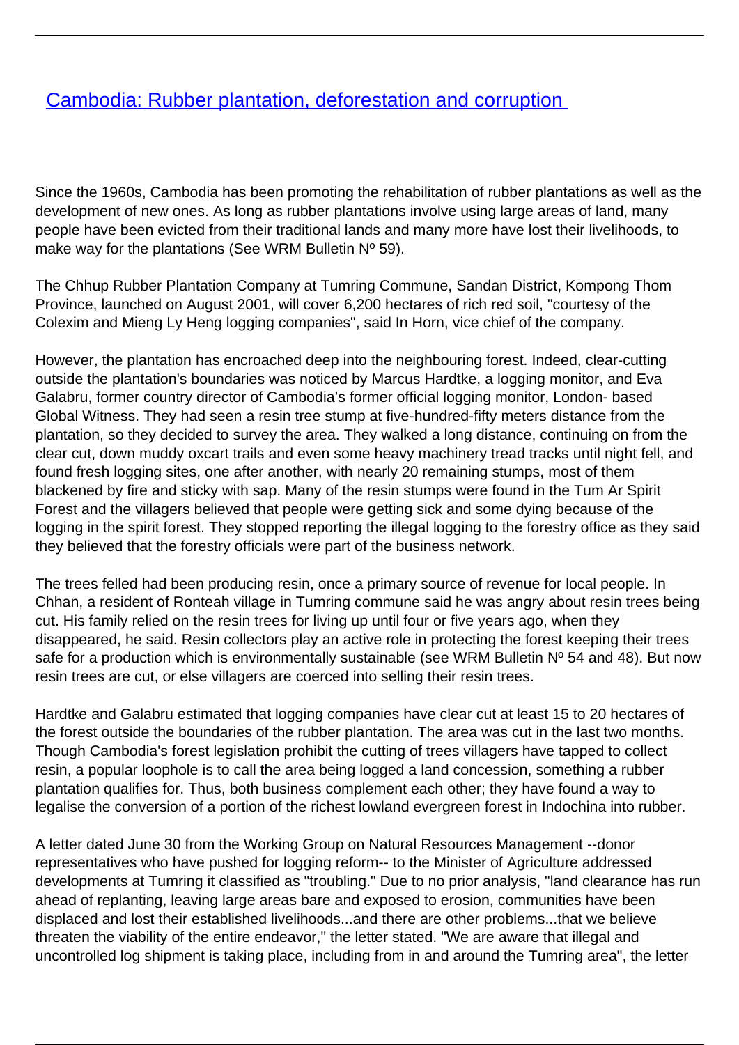# [Cambodia: Rubber plantation, deforestation and corruption](#)

Since the 1960s, Cambodia has been promoting the rehabilitation of rubber plantations as well as the development of new ones. As long as rubber plantations involve using large areas of land, many people have been evicted from their traditional lands and many more have lost their livelihoods, to make way for the plantations (See WRM Bulletin Nº 59).

The Chhup Rubber Plantation Company at Tumring Commune, Sandan District, Kompong Thom Province, launched on August 2001, will cover 6,200 hectares of rich red soil, "courtesy of the Colexim and Mieng Ly Heng logging companies", said In Horn, vice chief of the company.

However, the plantation has encroached deep into the neighbouring forest. Indeed, clear-cutting outside the plantation's boundaries was noticed by Marcus Hardtke, a logging monitor, and Eva Galabru, former country director of Cambodia's former official logging monitor, London- based Global Witness. They had seen a resin tree stump at five-hundred-fifty meters distance from the plantation, so they decided to survey the area. They walked a long distance, continuing on from the clear cut, down muddy oxcart trails and even some heavy machinery tread tracks until night fell, and found fresh logging sites, one after another, with nearly 20 remaining stumps, most of them blackened by fire and sticky with sap. Many of the resin stumps were found in the Tum Ar Spirit Forest and the villagers believed that people were getting sick and some dying because of the logging in the spirit forest. They stopped reporting the illegal logging to the forestry office as they said they believed that the forestry officials were part of the business network.

The trees felled had been producing resin, once a primary source of revenue for local people. In Chhan, a resident of Ronteah village in Tumring commune said he was angry about resin trees being cut. His family relied on the resin trees for living up until four or five years ago, when they disappeared, he said. Resin collectors play an active role in protecting the forest keeping their trees safe for a production which is environmentally sustainable (see WRM Bulletin Nº 54 and 48). But now resin trees are cut, or else villagers are coerced into selling their resin trees.

Hardtke and Galabru estimated that logging companies have clear cut at least 15 to 20 hectares of the forest outside the boundaries of the rubber plantation. The area was cut in the last two months. Though Cambodia's forest legislation prohibit the cutting of trees villagers have tapped to collect resin, a popular loophole is to call the area being logged a land concession, something a rubber plantation qualifies for. Thus, both business complement each other; they have found a way to legalise the conversion of a portion of the richest lowland evergreen forest in Indochina into rubber.

A letter dated June 30 from the Working Group on Natural Resources Management --donor representatives who have pushed for logging reform-- to the Minister of Agriculture addressed developments at Tumring it classified as "troubling." Due to no prior analysis, "land clearance has run ahead of replanting, leaving large areas bare and exposed to erosion, communities have been displaced and lost their established livelihoods...and there are other problems...that we believe threaten the viability of the entire endeavor," the letter stated. "We are aware that illegal and uncontrolled log shipment is taking place, including from in and around the Tumring area", the letter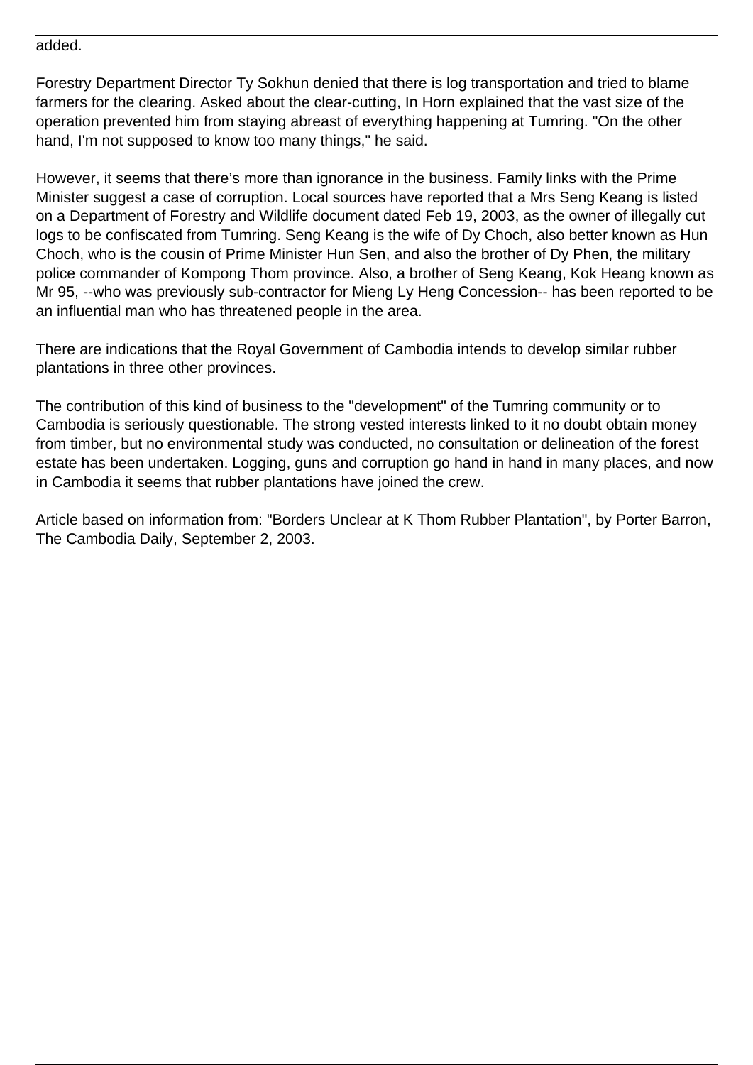added.

Forestry Department Director Ty Sokhun denied that there is log transportation and tried to blame farmers for the clearing. Asked about the clear-cutting, In Horn explained that the vast size of the operation prevented him from staying abreast of everything happening at Tumring. "On the other hand, I'm not supposed to know too many things," he said.

However, it seems that there's more than ignorance in the business. Family links with the Prime Minister suggest a case of corruption. Local sources have reported that a Mrs Seng Keang is listed on a Department of Forestry and Wildlife document dated Feb 19, 2003, as the owner of illegally cut logs to be confiscated from Tumring. Seng Keang is the wife of Dy Choch, also better known as Hun Choch, who is the cousin of Prime Minister Hun Sen, and also the brother of Dy Phen, the military police commander of Kompong Thom province. Also, a brother of Seng Keang, Kok Heang known as Mr 95, --who was previously sub-contractor for Mieng Ly Heng Concession-- has been reported to be an influential man who has threatened people in the area.

There are indications that the Royal Government of Cambodia intends to develop similar rubber plantations in three other provinces.

The contribution of this kind of business to the "development" of the Tumring community or to Cambodia is seriously questionable. The strong vested interests linked to it no doubt obtain money from timber, but no environmental study was conducted, no consultation or delineation of the forest estate has been undertaken. Logging, guns and corruption go hand in hand in many places, and now in Cambodia it seems that rubber plantations have joined the crew.

Article based on information from: "Borders Unclear at K Thom Rubber Plantation", by Porter Barron, The Cambodia Daily, September 2, 2003.